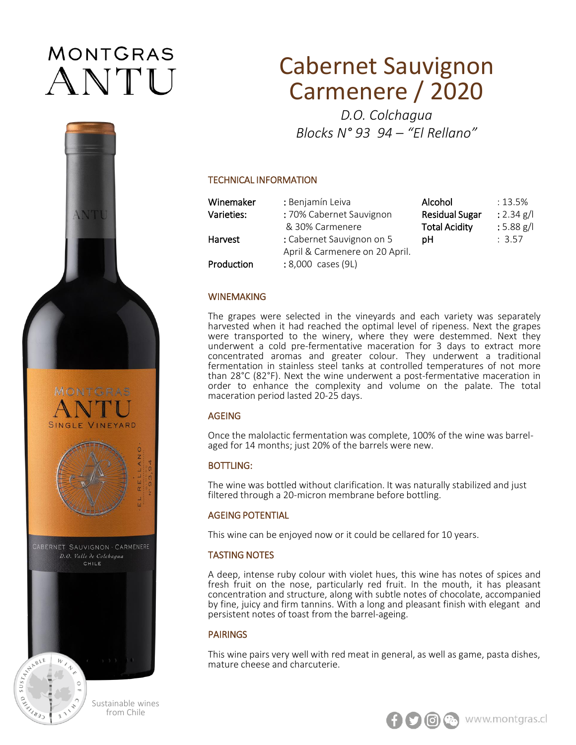MONTGRAS
ANTU

# Cabernet Sauvignon Carmenere / 2020

*D.O. Colchagua*
*Blocks N° 93 94 – "El Rellano"*

## TECHNICAL INFORMATION

| | | | |
|---|---|---|---|
| **Winemaker** | : Benjamín Leiva | **Alcohol** | : 13.5% |
| **Varieties:** | : 70% Cabernet Sauvignon & 30% Carmenere | **Residual Sugar** | : 2.34 g/l |
| **Harvest** | : Cabernet Sauvignon on 5 April & Carmenere on 20 April. | **Total Acidity** | : 5.88 g/l |
| **Production** | : 8,000 cases (9L) | **pH** | : 3.57 |

## WINEMAKING

The grapes were selected in the vineyards and each variety was separately harvested when it had reached the optimal level of ripeness. Next the grapes were transported to the winery, where they were destemmed. Next they underwent a cold pre-fermentative maceration for 3 days to extract more concentrated aromas and greater colour. They underwent a traditional fermentation in stainless steel tanks at controlled temperatures of not more than 28°C (82°F). Next the wine underwent a post-fermentative maceration in order to enhance the complexity and volume on the palate. The total maceration period lasted 20-25 days.

## AGEING

Once the malolactic fermentation was complete, 100% of the wine was barrel-aged for 14 months; just 20% of the barrels were new.

## BOTTLING:

The wine was bottled without clarification. It was naturally stabilized and just filtered through a 20-micron membrane before bottling.

## AGEING POTENTIAL

This wine can be enjoyed now or it could be cellared for 10 years.

## TASTING NOTES

A deep, intense ruby colour with violet hues, this wine has notes of spices and fresh fruit on the nose, particularly red fruit. In the mouth, it has pleasant concentration and structure, along with subtle notes of chocolate, accompanied by fine, juicy and firm tannins. With a long and pleasant finish with elegant and persistent notes of toast from the barrel-ageing.

## PAIRINGS

This wine pairs very well with red meat in general, as well as game, pasta dishes, mature cheese and charcuterie.

Sustainable wines from Chile

www.montgras.cl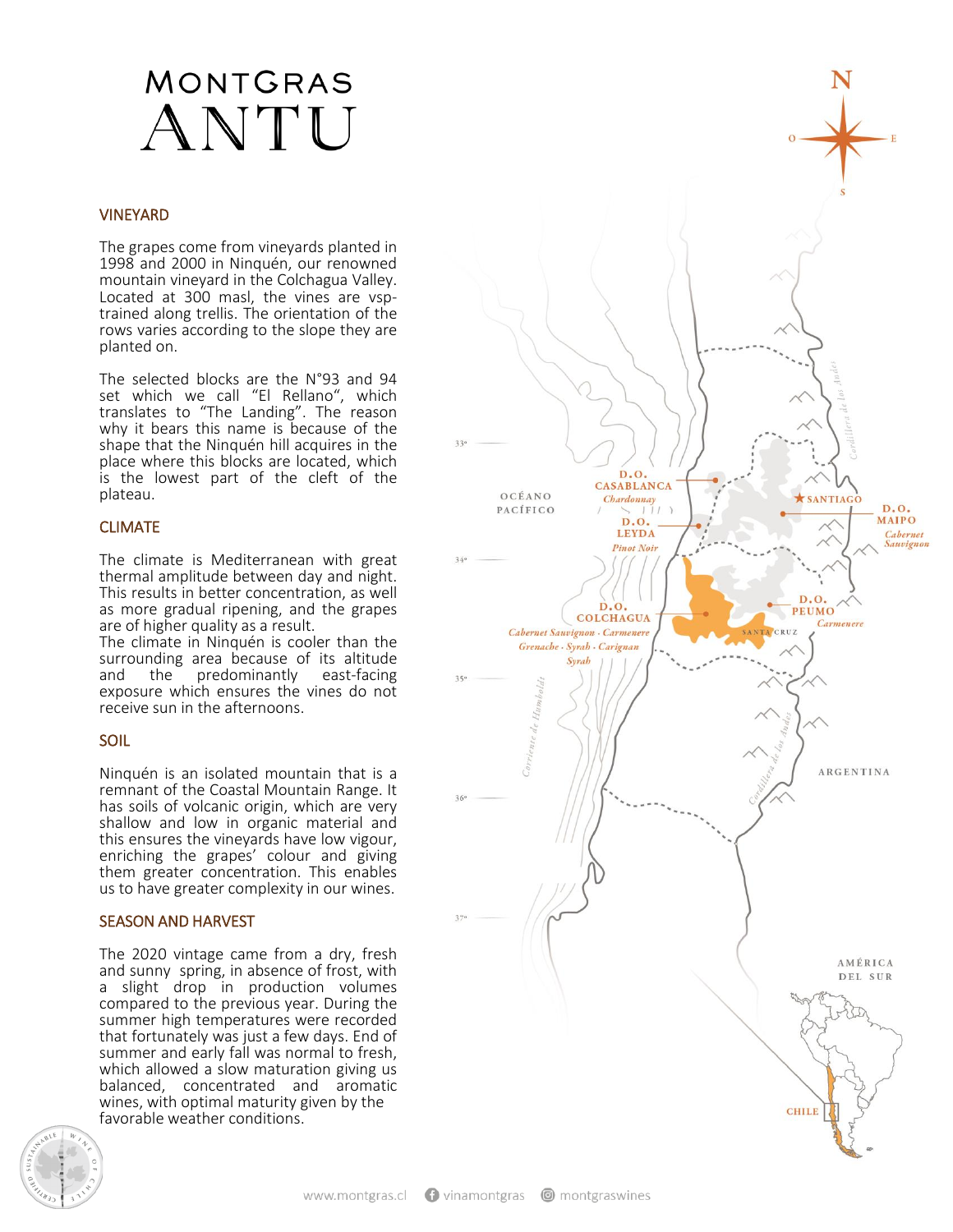# MONTGRAS ANTU

## VINEYARD

The grapes come from vineyards planted in 1998 and 2000 in Ninquén, our renowned mountain vineyard in the Colchagua Valley. Located at 300 masl, the vines are vsp-trained along trellis. The orientation of the rows varies according to the slope they are planted on.

The selected blocks are the N°93 and 94 set which we call "El Rellano", which translates to "The Landing". The reason why it bears this name is because of the shape that the Ninquén hill acquires in the place where this blocks are located, which is the lowest part of the cleft of the plateau.

## CLIMATE

The climate is Mediterranean with great thermal amplitude between day and night. This results in better concentration, as well as more gradual ripening, and the grapes are of higher quality as a result.
The climate in Ninquén is cooler than the surrounding area because of its altitude and the predominantly east-facing exposure which ensures the vines do not receive sun in the afternoons.

## SOIL

Ninquén is an isolated mountain that is a remnant of the Coastal Mountain Range. It has soils of volcanic origin, which are very shallow and low in organic material and this ensures the vineyards have low vigour, enriching the grapes' colour and giving them greater concentration. This enables us to have greater complexity in our wines.

## SEASON AND HARVEST

The 2020 vintage came from a dry, fresh and sunny spring, in absence of frost, with a slight drop in production volumes compared to the previous year. During the summer high temperatures were recorded that fortunately was just a few days. End of summer and early fall was normal to fresh, which allowed a slow maturation giving us balanced, concentrated and aromatic wines, with optimal maturity given by the favorable weather conditions.

N
O
E
S
33°
34°
35°
36°
37°
OCÉANO PACÍFICO
D.O. CASABLANCA
*Chardonnay*
D.O. LEYDA
*Pinot Noir*
SANTIAGO
D.O. MAIPO
*Cabernet Sauvignon*
D.O. COLCHAGUA
*Cabernet Sauvignon · Carmenere*
*Grenache · Syrah · Carignan*
*Syrah*
D.O. PEUMO
*Carmenere*
SANTA CRUZ
*Cordillera de los Andes*
*Corriente de Humboldt*
ARGENTINA
AMÉRICA DEL SUR
CHILE

www.montgras.cl vinamontgras montgraswines